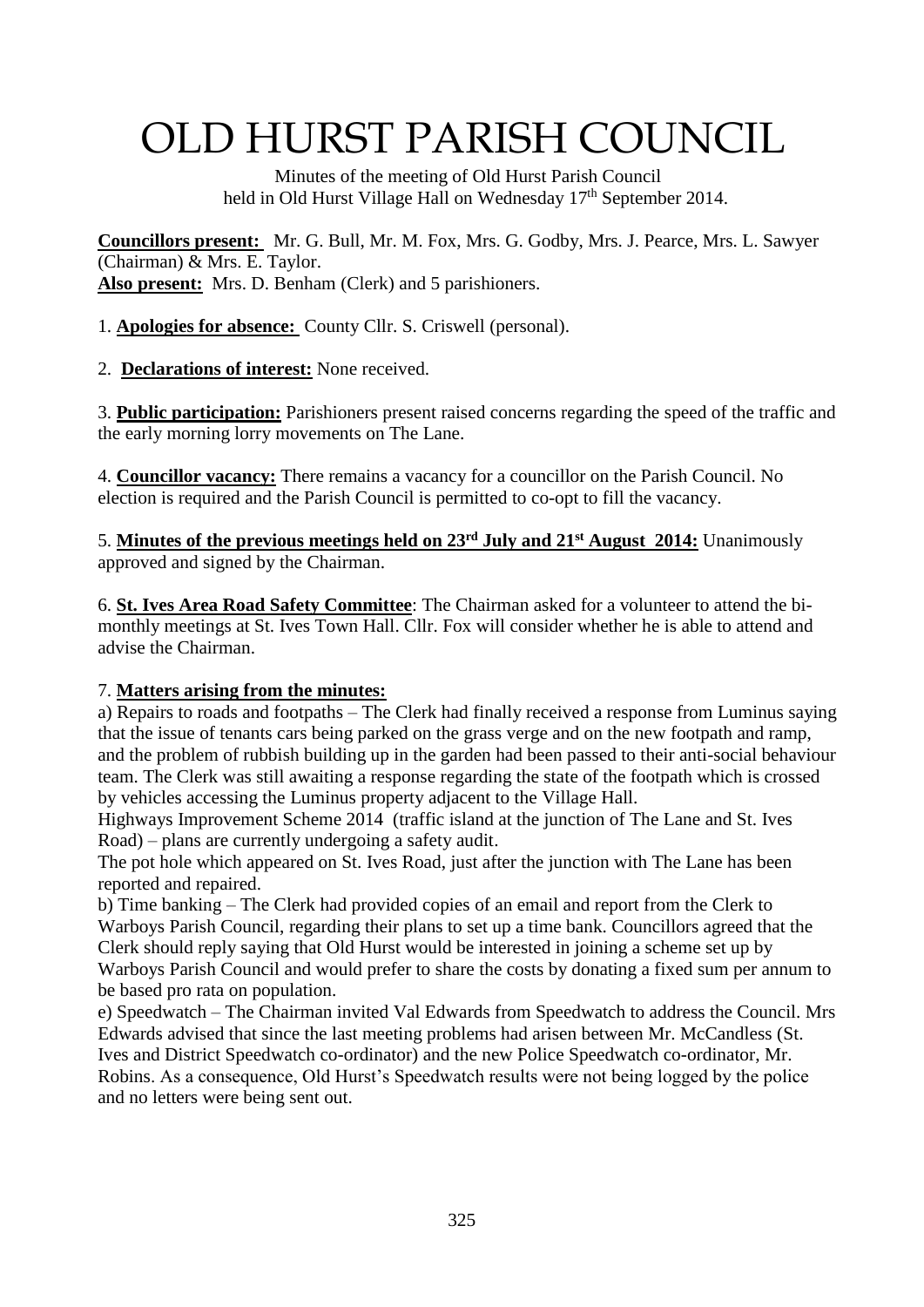# OLD HURST PARISH COUNCIL

Minutes of the meeting of Old Hurst Parish Council held in Old Hurst Village Hall on Wednesday 17th September 2014.

**Councillors present:** Mr. G. Bull, Mr. M. Fox, Mrs. G. Godby, Mrs. J. Pearce, Mrs. L. Sawyer (Chairman) & Mrs. E. Taylor.
**Also present:** Mrs. D. Benham (Clerk) and 5 parishioners.

1. **Apologies for absence:** County Cllr. S. Criswell (personal).

2. **Declarations of interest:** None received.

3. **Public participation:** Parishioners present raised concerns regarding the speed of the traffic and the early morning lorry movements on The Lane.

4. **Councillor vacancy:** There remains a vacancy for a councillor on the Parish Council. No election is required and the Parish Council is permitted to co-opt to fill the vacancy.

5. **Minutes of the previous meetings held on 23rd July and 21st August 2014:** Unanimously approved and signed by the Chairman.

6. **St. Ives Area Road Safety Committee**: The Chairman asked for a volunteer to attend the bi-monthly meetings at St. Ives Town Hall. Cllr. Fox will consider whether he is able to attend and advise the Chairman.

7. **Matters arising from the minutes:**

a) Repairs to roads and footpaths – The Clerk had finally received a response from Luminus saying that the issue of tenants cars being parked on the grass verge and on the new footpath and ramp, and the problem of rubbish building up in the garden had been passed to their anti-social behaviour team. The Clerk was still awaiting a response regarding the state of the footpath which is crossed by vehicles accessing the Luminus property adjacent to the Village Hall.

Highways Improvement Scheme 2014 (traffic island at the junction of The Lane and St. Ives Road) – plans are currently undergoing a safety audit.

The pot hole which appeared on St. Ives Road, just after the junction with The Lane has been reported and repaired.

b) Time banking – The Clerk had provided copies of an email and report from the Clerk to Warboys Parish Council, regarding their plans to set up a time bank. Councillors agreed that the Clerk should reply saying that Old Hurst would be interested in joining a scheme set up by Warboys Parish Council and would prefer to share the costs by donating a fixed sum per annum to be based pro rata on population.

e) Speedwatch – The Chairman invited Val Edwards from Speedwatch to address the Council. Mrs Edwards advised that since the last meeting problems had arisen between Mr. McCandless (St. Ives and District Speedwatch co-ordinator) and the new Police Speedwatch co-ordinator, Mr. Robins. As a consequence, Old Hurst's Speedwatch results were not being logged by the police and no letters were being sent out.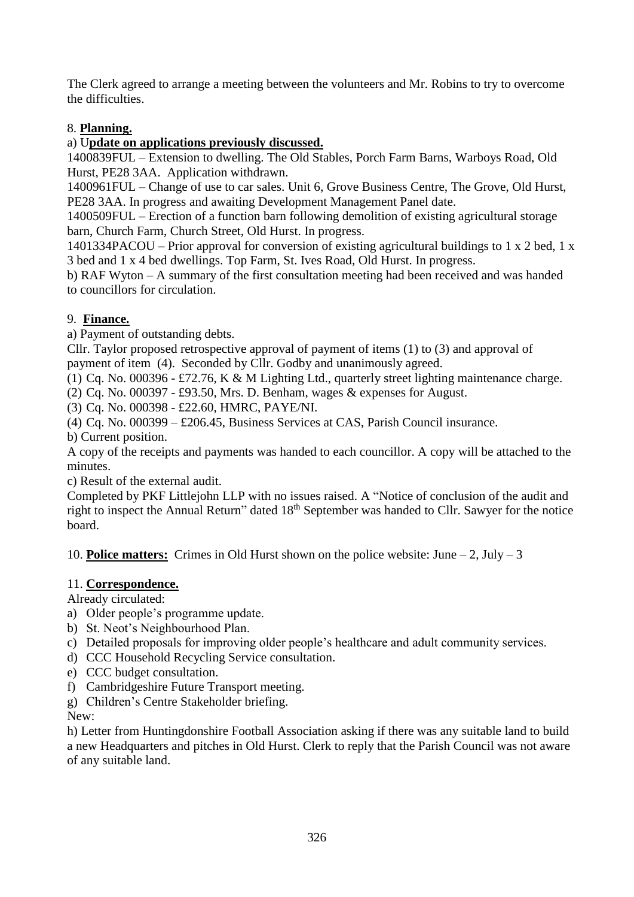The Clerk agreed to arrange a meeting between the volunteers and Mr. Robins to try to overcome the difficulties.

8. **Planning.**

a) U**pdate on applications previously discussed.**

1400839FUL – Extension to dwelling. The Old Stables, Porch Farm Barns, Warboys Road, Old Hurst, PE28 3AA. Application withdrawn.

1400961FUL – Change of use to car sales. Unit 6, Grove Business Centre, The Grove, Old Hurst, PE28 3AA. In progress and awaiting Development Management Panel date.

1400509FUL – Erection of a function barn following demolition of existing agricultural storage barn, Church Farm, Church Street, Old Hurst. In progress.

1401334PACOU – Prior approval for conversion of existing agricultural buildings to 1 x 2 bed, 1 x 3 bed and 1 x 4 bed dwellings. Top Farm, St. Ives Road, Old Hurst. In progress.

b) RAF Wyton – A summary of the first consultation meeting had been received and was handed to councillors for circulation.

9. **Finance.**

a) Payment of outstanding debts.

Cllr. Taylor proposed retrospective approval of payment of items (1) to (3) and approval of payment of item (4). Seconded by Cllr. Godby and unanimously agreed.

(1) Cq. No. 000396 - £72.76, K & M Lighting Ltd., quarterly street lighting maintenance charge.
(2) Cq. No. 000397 - £93.50, Mrs. D. Benham, wages & expenses for August.
(3) Cq. No. 000398 - £22.60, HMRC, PAYE/NI.
(4) Cq. No. 000399 – £206.45, Business Services at CAS, Parish Council insurance.

b) Current position.

A copy of the receipts and payments was handed to each councillor. A copy will be attached to the minutes.

c) Result of the external audit.

Completed by PKF Littlejohn LLP with no issues raised. A "Notice of conclusion of the audit and right to inspect the Annual Return" dated 18th September was handed to Cllr. Sawyer for the notice board.

10. **Police matters:** Crimes in Old Hurst shown on the police website: June – 2, July – 3

11. **Correspondence.**

Already circulated:

a) Older people's programme update.
b) St. Neot's Neighbourhood Plan.
c) Detailed proposals for improving older people's healthcare and adult community services.
d) CCC Household Recycling Service consultation.
e) CCC budget consultation.
f) Cambridgeshire Future Transport meeting.
g) Children's Centre Stakeholder briefing.

New:

h) Letter from Huntingdonshire Football Association asking if there was any suitable land to build a new Headquarters and pitches in Old Hurst. Clerk to reply that the Parish Council was not aware of any suitable land.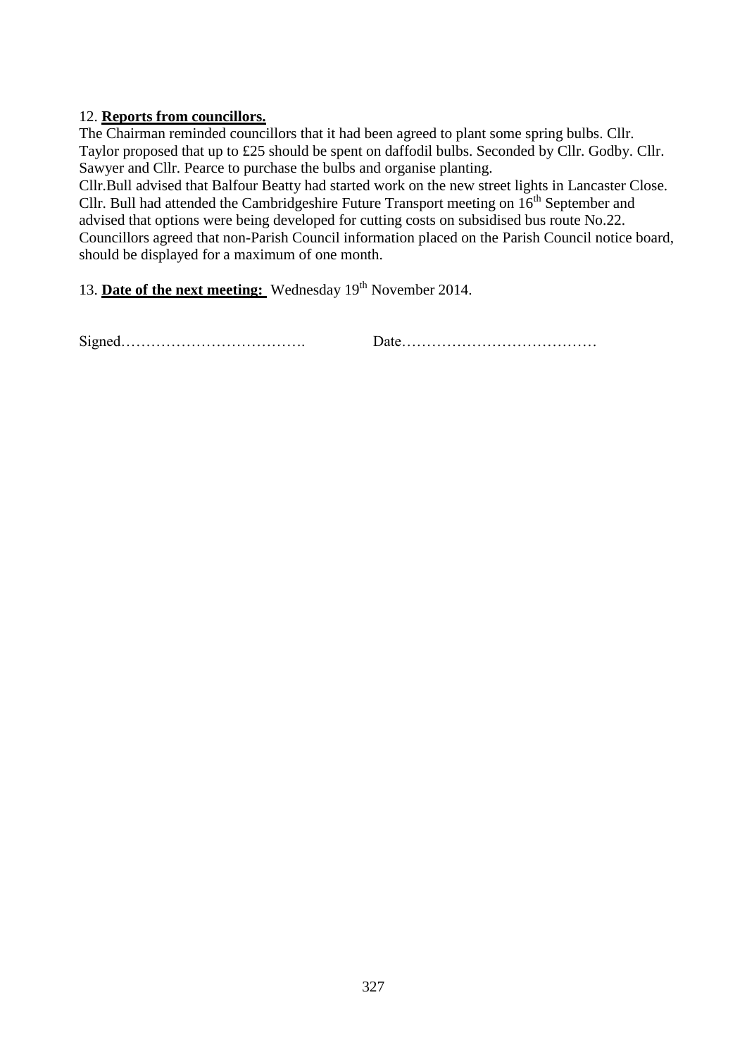12. **Reports from councillors.**

The Chairman reminded councillors that it had been agreed to plant some spring bulbs. Cllr. Taylor proposed that up to £25 should be spent on daffodil bulbs. Seconded by Cllr. Godby. Cllr. Sawyer and Cllr. Pearce to purchase the bulbs and organise planting.

Cllr.Bull advised that Balfour Beatty had started work on the new street lights in Lancaster Close. Cllr. Bull had attended the Cambridgeshire Future Transport meeting on 16th September and advised that options were being developed for cutting costs on subsidised bus route No.22. Councillors agreed that non-Parish Council information placed on the Parish Council notice board, should be displayed for a maximum of one month.

13. **Date of the next meeting:** Wednesday 19th November 2014.

Signed……………………………….                Date…………………………………